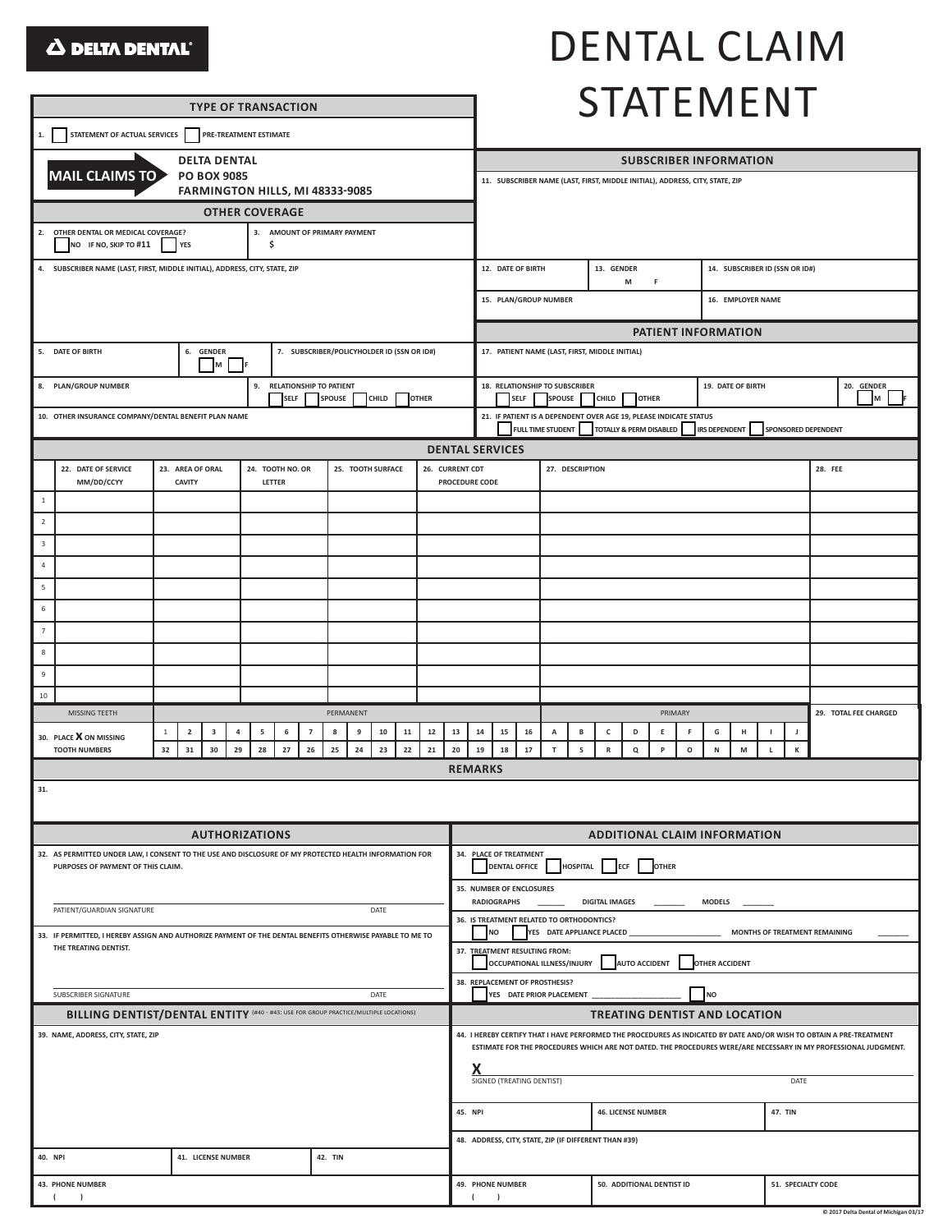DELTA DENTAL®

# DENTAL CLAIM STATEMENT

## TYPE OF TRANSACTION

1. ☐ STATEMENT OF ACTUAL SERVICES ☐ PRE-TREATMENT ESTIMATE

**MAIL CLAIMS TO**
**DELTA DENTAL**
**PO BOX 9085**
**FARMINGTON HILLS, MI 48333-9085**

## OTHER COVERAGE

2. OTHER DENTAL OR MEDICAL COVERAGE? ☐ NO IF NO, SKIP TO #11 ☐ YES

3. AMOUNT OF PRIMARY PAYMENT $

4. SUBSCRIBER NAME (LAST, FIRST, MIDDLE INITIAL), ADDRESS, CITY, STATE, ZIP

5. DATE OF BIRTH

6. GENDER ☐ M ☐ F

7. SUBSCRIBER/POLICYHOLDER ID (SSN OR ID#)

8. PLAN/GROUP NUMBER

9. RELATIONSHIP TO PATIENT ☐ SELF ☐ SPOUSE ☐ CHILD ☐ OTHER

10. OTHER INSURANCE COMPANY/DENTAL BENEFIT PLAN NAME

## SUBSCRIBER INFORMATION

11. SUBSCRIBER NAME (LAST, FIRST, MIDDLE INITIAL), ADDRESS, CITY, STATE, ZIP

12. DATE OF BIRTH

13. GENDER M F

14. SUBSCRIBER ID (SSN OR ID#)

15. PLAN/GROUP NUMBER

16. EMPLOYER NAME

## PATIENT INFORMATION

17. PATIENT NAME (LAST, FIRST, MIDDLE INITIAL)

18. RELATIONSHIP TO SUBSCRIBER ☐ SELF ☐ SPOUSE ☐ CHILD ☐ OTHER

19. DATE OF BIRTH

20. GENDER ☐ M ☐ F

21. IF PATIENT IS A DEPENDENT OVER AGE 19, PLEASE INDICATE STATUS ☐ FULL TIME STUDENT ☐ TOTALLY & PERM DISABLED ☐ IRS DEPENDENT ☐ SPONSORED DEPENDENT

## DENTAL SERVICES

| | 22. DATE OF SERVICE MM/DD/CCYY | 23. AREA OF ORAL CAVITY | 24. TOOTH NO. OR LETTER | 25. TOOTH SURFACE | 26. CURRENT CDT PROCEDURE CODE | 27. DESCRIPTION | 28. FEE |
|---|---|---|---|---|---|---|---|
| 1 | | | | | | | |
| 2 | | | | | | | |
| 3 | | | | | | | |
| 4 | | | | | | | |
| 5 | | | | | | | |
| 6 | | | | | | | |
| 7 | | | | | | | |
| 8 | | | | | | | |
| 9 | | | | | | | |
| 10 | | | | | | | |

30. PLACE **X** ON MISSING TOOTH NUMBERS

| MISSING TEETH | PERMANENT | | | | | | | | | | | | | | | | PRIMARY | | | | | | | | | |
|---|---|---|---|---|---|---|---|---|---|---|---|---|---|---|---|---|---|---|---|---|---|---|---|---|---|---|
| | 1 | 2 | 3 | 4 | 5 | 6 | 7 | 8 | 9 | 10 | 11 | 12 | 13 | 14 | 15 | 16 | A | B | C | D | E | F | G | H | I | J |
| | 32 | 31 | 30 | 29 | 28 | 27 | 26 | 25 | 24 | 23 | 22 | 21 | 20 | 19 | 18 | 17 | T | S | R | Q | P | O | N | M | L | K |

29. TOTAL FEE CHARGED

## REMARKS

31.

## AUTHORIZATIONS

32. AS PERMITTED UNDER LAW, I CONSENT TO THE USE AND DISCLOSURE OF MY PROTECTED HEALTH INFORMATION FOR PURPOSES OF PAYMENT OF THIS CLAIM.

PATIENT/GUARDIAN SIGNATURE DATE

33. IF PERMITTED, I HEREBY ASSIGN AND AUTHORIZE PAYMENT OF THE DENTAL BENEFITS OTHERWISE PAYABLE TO ME TO THE TREATING DENTIST.

SUBSCRIBER SIGNATURE DATE

## ADDITIONAL CLAIM INFORMATION

34. PLACE OF TREATMENT ☐ DENTAL OFFICE ☐ HOSPITAL ☐ ECF ☐ OTHER

35. NUMBER OF ENCLOSURES RADIOGRAPHS _______ DIGITAL IMAGES _______ MODELS _______

36. IS TREATMENT RELATED TO ORTHODONTICS? ☐ NO ☐ YES DATE APPLIANCE PLACED _______________ MONTHS OF TREATMENT REMAINING _______

37. TREATMENT RESULTING FROM: ☐ OCCUPATIONAL ILLNESS/INJURY ☐ AUTO ACCIDENT ☐ OTHER ACCIDENT

38. REPLACEMENT OF PROSTHESIS? ☐ YES DATE PRIOR PLACEMENT _______________ ☐ NO

## BILLING DENTIST/DENTAL ENTITY (#40 - #43: USE FOR GROUP PRACTICE/MULTIPLE LOCATIONS)

39. NAME, ADDRESS, CITY, STATE, ZIP

40. NPI

41. LICENSE NUMBER

42. TIN

43. PHONE NUMBER ( )

## TREATING DENTIST AND LOCATION

44. I HEREBY CERTIFY THAT I HAVE PERFORMED THE PROCEDURES AS INDICATED BY DATE AND/OR WISH TO OBTAIN A PRE-TREATMENT ESTIMATE FOR THE PROCEDURES WHICH ARE NOT DATED. THE PROCEDURES WERE/ARE NECESSARY IN MY PROFESSIONAL JUDGMENT.

**X**
SIGNED (TREATING DENTIST) DATE

45. NPI

46. LICENSE NUMBER

47. TIN

48. ADDRESS, CITY, STATE, ZIP (IF DIFFERENT THAN #39)

49. PHONE NUMBER ( )

50. ADDITIONAL DENTIST ID

51. SPECIALTY CODE

© 2017 Delta Dental of Michigan 03/17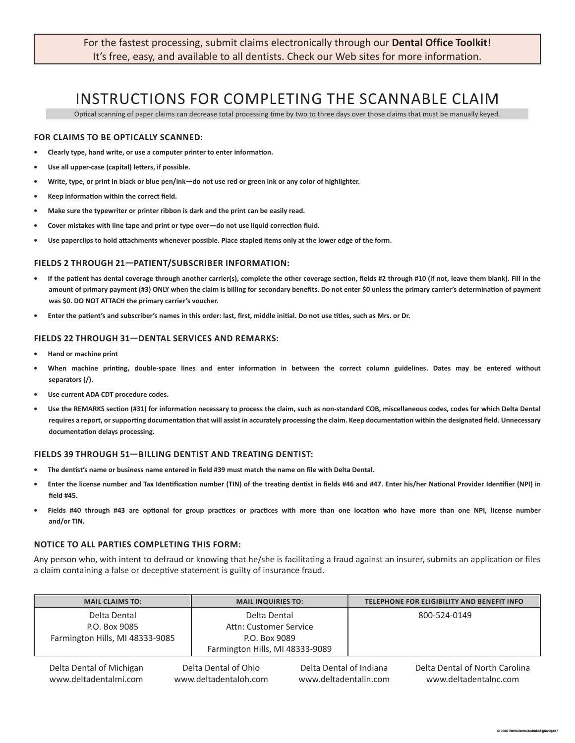For the fastest processing, submit claims electronically through our **Dental Office Toolkit**!
It's free, easy, and available to all dentists. Check our Web sites for more information.

# INSTRUCTIONS FOR COMPLETING THE SCANNABLE CLAIM

Optical scanning of paper claims can decrease total processing time by two to three days over those claims that must be manually keyed.

### FOR CLAIMS TO BE OPTICALLY SCANNED:

- **Clearly type, hand write, or use a computer printer to enter information.**
- **Use all upper-case (capital) letters, if possible.**
- **Write, type, or print in black or blue pen/ink—do not use red or green ink or any color of highlighter.**
- **Keep information within the correct field.**
- **Make sure the typewriter or printer ribbon is dark and the print can be easily read.**
- **Cover mistakes with line tape and print or type over—do not use liquid correction fluid.**
- **Use paperclips to hold attachments whenever possible. Place stapled items only at the lower edge of the form.**

### FIELDS 2 THROUGH 21—PATIENT/SUBSCRIBER INFORMATION:

- **If the patient has dental coverage through another carrier(s), complete the other coverage section, fields #2 through #10 (if not, leave them blank). Fill in the amount of primary payment (#3) ONLY when the claim is billing for secondary benefits. Do not enter $0 unless the primary carrier's determination of payment was $0. DO NOT ATTACH the primary carrier's voucher.**
- **Enter the patient's and subscriber's names in this order: last, first, middle initial. Do not use titles, such as Mrs. or Dr.**

### FIELDS 22 THROUGH 31—DENTAL SERVICES AND REMARKS:

- **Hand or machine print**
- **When machine printing, double-space lines and enter information in between the correct column guidelines. Dates may be entered without separators (/).**
- **Use current ADA CDT procedure codes.**
- **Use the REMARKS section (#31) for information necessary to process the claim, such as non-standard COB, miscellaneous codes, codes for which Delta Dental requires a report, or supporting documentation that will assist in accurately processing the claim. Keep documentation within the designated field. Unnecessary documentation delays processing.**

### FIELDS 39 THROUGH 51—BILLING DENTIST AND TREATING DENTIST:

- **The dentist's name or business name entered in field #39 must match the name on file with Delta Dental.**
- **Enter the license number and Tax Identification number (TIN) of the treating dentist in fields #46 and #47. Enter his/her National Provider Identifier (NPI) in field #45.**
- **Fields #40 through #43 are optional for group practices or practices with more than one location who have more than one NPI, license number and/or TIN.**

### NOTICE TO ALL PARTIES COMPLETING THIS FORM:

Any person who, with intent to defraud or knowing that he/she is facilitating a fraud against an insurer, submits an application or files a claim containing a false or deceptive statement is guilty of insurance fraud.

| MAIL CLAIMS TO: | MAIL INQUIRIES TO: | TELEPHONE FOR ELIGIBILITY AND BENEFIT INFO |
|---|---|---|
| Delta Dental<br>P.O. Box 9085<br>Farmington Hills, MI 48333-9085 | Delta Dental<br>Attn: Customer Service<br>P.O. Box 9089<br>Farmington Hills, MI 48333-9089 | 800-524-0149 |

Delta Dental of Michigan
www.deltadentalmi.com

Delta Dental of Ohio
www.deltadentaloh.com

Delta Dental of Indiana
www.deltadentalin.com

Delta Dental of North Carolina
www.deltadentalnc.com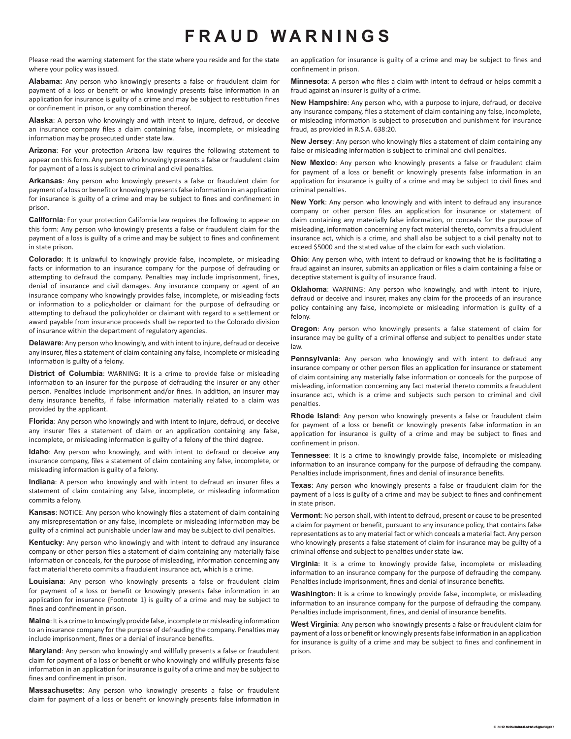# FRAUD WARNINGS

Please read the warning statement for the state where you reside and for the state where your policy was issued.

**Alabama:** Any person who knowingly presents a false or fraudulent claim for payment of a loss or benefit or who knowingly presents false information in an application for insurance is guilty of a crime and may be subject to restitution fines or confinement in prison, or any combination thereof.

**Alaska**: A person who knowingly and with intent to injure, defraud, or deceive an insurance company files a claim containing false, incomplete, or misleading information may be prosecuted under state law.

**Arizona**: For your protection Arizona law requires the following statement to appear on this form. Any person who knowingly presents a false or fraudulent claim for payment of a loss is subject to criminal and civil penalties.

**Arkansas**: Any person who knowingly presents a false or fraudulent claim for payment of a loss or benefit or knowingly presents false information in an application for insurance is guilty of a crime and may be subject to fines and confinement in prison.

**California**: For your protection California law requires the following to appear on this form: Any person who knowingly presents a false or fraudulent claim for the payment of a loss is guilty of a crime and may be subject to fines and confinement in state prison.

**Colorado**: It is unlawful to knowingly provide false, incomplete, or misleading facts or information to an insurance company for the purpose of defrauding or attempting to defraud the company. Penalties may include imprisonment, fines, denial of insurance and civil damages. Any insurance company or agent of an insurance company who knowingly provides false, incomplete, or misleading facts or information to a policyholder or claimant for the purpose of defrauding or attempting to defraud the policyholder or claimant with regard to a settlement or award payable from insurance proceeds shall be reported to the Colorado division of insurance within the department of regulatory agencies.

**Delaware**: Any person who knowingly, and with intent to injure, defraud or deceive any insurer, files a statement of claim containing any false, incomplete or misleading information is guilty of a felony.

**District of Columbia**: WARNING: It is a crime to provide false or misleading information to an insurer for the purpose of defrauding the insurer or any other person. Penalties include imprisonment and/or fines. In addition, an insurer may deny insurance benefits, if false information materially related to a claim was provided by the applicant.

**Florida**: Any person who knowingly and with intent to injure, defraud, or deceive any insurer files a statement of claim or an application containing any false, incomplete, or misleading information is guilty of a felony of the third degree.

**Idaho**: Any person who knowingly, and with intent to defraud or deceive any insurance company, files a statement of claim containing any false, incomplete, or misleading information is guilty of a felony.

**Indiana**: A person who knowingly and with intent to defraud an insurer files a statement of claim containing any false, incomplete, or misleading information commits a felony.

**Kansas**: NOTICE: Any person who knowingly files a statement of claim containing any misrepresentation or any false, incomplete or misleading information may be guilty of a criminal act punishable under law and may be subject to civil penalties.

**Kentucky**: Any person who knowingly and with intent to defraud any insurance company or other person files a statement of claim containing any materially false information or conceals, for the purpose of misleading, information concerning any fact material thereto commits a fraudulent insurance act, which is a crime.

**Louisiana**: Any person who knowingly presents a false or fraudulent claim for payment of a loss or benefit or knowingly presents false information in an application for insurance {Footnote 1} is guilty of a crime and may be subject to fines and confinement in prison.

**Maine**: It is a crime to knowingly provide false, incomplete or misleading information to an insurance company for the purpose of defrauding the company. Penalties may include imprisonment, fines or a denial of insurance benefits.

**Maryland**: Any person who knowingly and willfully presents a false or fraudulent claim for payment of a loss or benefit or who knowingly and willfully presents false information in an application for insurance is guilty of a crime and may be subject to fines and confinement in prison.

**Massachusetts**: Any person who knowingly presents a false or fraudulent claim for payment of a loss or benefit or knowingly presents false information in an application for insurance is guilty of a crime and may be subject to fines and confinement in prison.

**Minnesota**: A person who files a claim with intent to defraud or helps commit a fraud against an insurer is guilty of a crime.

**New Hampshire**: Any person who, with a purpose to injure, defraud, or deceive any insurance company, files a statement of claim containing any false, incomplete, or misleading information is subject to prosecution and punishment for insurance fraud, as provided in R.S.A. 638:20.

**New Jersey**: Any person who knowingly files a statement of claim containing any false or misleading information is subject to criminal and civil penalties.

**New Mexico**: Any person who knowingly presents a false or fraudulent claim for payment of a loss or benefit or knowingly presents false information in an application for insurance is guilty of a crime and may be subject to civil fines and criminal penalties.

**New York**: Any person who knowingly and with intent to defraud any insurance company or other person files an application for insurance or statement of claim containing any materially false information, or conceals for the purpose of misleading, information concerning any fact material thereto, commits a fraudulent insurance act, which is a crime, and shall also be subject to a civil penalty not to exceed $5000 and the stated value of the claim for each such violation.

**Ohio**: Any person who, with intent to defraud or knowing that he is facilitating a fraud against an insurer, submits an application or files a claim containing a false or deceptive statement is guilty of insurance fraud.

**Oklahoma**: WARNING: Any person who knowingly, and with intent to injure, defraud or deceive and insurer, makes any claim for the proceeds of an insurance policy containing any false, incomplete or misleading information is guilty of a felony.

**Oregon**: Any person who knowingly presents a false statement of claim for insurance may be guilty of a criminal offense and subject to penalties under state law.

**Pennsylvania**: Any person who knowingly and with intent to defraud any insurance company or other person files an application for insurance or statement of claim containing any materially false information or conceals for the purpose of misleading, information concerning any fact material thereto commits a fraudulent insurance act, which is a crime and subjects such person to criminal and civil penalties.

**Rhode Island**: Any person who knowingly presents a false or fraudulent claim for payment of a loss or benefit or knowingly presents false information in an application for insurance is guilty of a crime and may be subject to fines and confinement in prison.

**Tennessee**: It is a crime to knowingly provide false, incomplete or misleading information to an insurance company for the purpose of defrauding the company. Penalties include imprisonment, fines and denial of insurance benefits.

**Texas**: Any person who knowingly presents a false or fraudulent claim for the payment of a loss is guilty of a crime and may be subject to fines and confinement in state prison.

**Vermont**: No person shall, with intent to defraud, present or cause to be presented a claim for payment or benefit, pursuant to any insurance policy, that contains false representations as to any material fact or which conceals a material fact. Any person who knowingly presents a false statement of claim for insurance may be guilty of a criminal offense and subject to penalties under state law.

**Virginia**: It is a crime to knowingly provide false, incomplete or misleading information to an insurance company for the purpose of defrauding the company. Penalties include imprisonment, fines and denial of insurance benefits.

**Washington**: It is a crime to knowingly provide false, incomplete, or misleading information to an insurance company for the purpose of defrauding the company. Penalties include imprisonment, fines, and denial of insurance benefits.

**West Virginia**: Any person who knowingly presents a false or fraudulent claim for payment of a loss or benefit or knowingly presents false information in an application for insurance is guilty of a crime and may be subject to fines and confinement in prison.